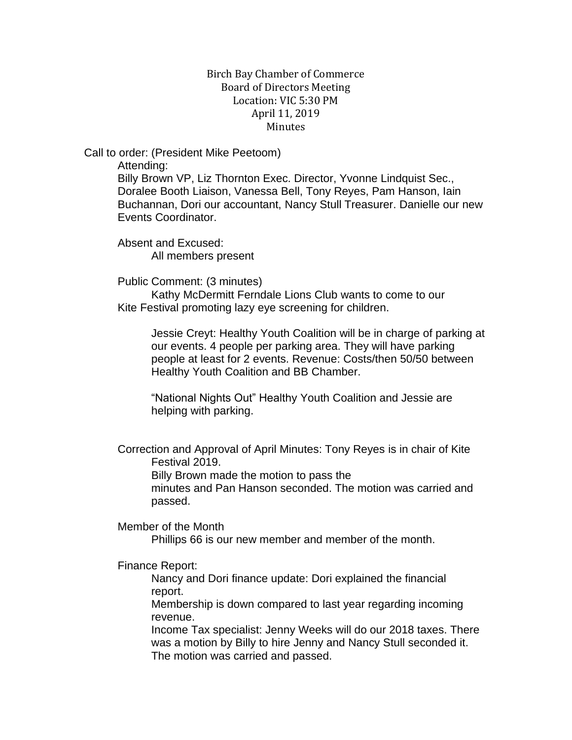Birch Bay Chamber of Commerce
Board of Directors Meeting
Location: VIC 5:30 PM
April 11, 2019
Minutes

Call to order: (President Mike Peetoom)

Attending:

Billy Brown VP, Liz Thornton Exec. Director, Yvonne Lindquist Sec., Doralee Booth Liaison, Vanessa Bell, Tony Reyes, Pam Hanson, Iain Buchannan, Dori our accountant, Nancy Stull Treasurer. Danielle our new Events Coordinator.

Absent and Excused:

All members present

Public Comment: (3 minutes)

Kathy McDermitt Ferndale Lions Club wants to come to our Kite Festival promoting lazy eye screening for children.

Jessie Creyt: Healthy Youth Coalition will be in charge of parking at our events. 4 people per parking area. They will have parking people at least for 2 events. Revenue: Costs/then 50/50 between Healthy Youth Coalition and BB Chamber.

"National Nights Out" Healthy Youth Coalition and Jessie are helping with parking.

Correction and Approval of April Minutes: Tony Reyes is in chair of Kite Festival 2019.

Billy Brown made the motion to pass the minutes and Pan Hanson seconded. The motion was carried and passed.

Member of the Month

Phillips 66 is our new member and member of the month.

Finance Report:

Nancy and Dori finance update: Dori explained the financial report.

Membership is down compared to last year regarding incoming revenue.

Income Tax specialist: Jenny Weeks will do our 2018 taxes. There was a motion by Billy to hire Jenny and Nancy Stull seconded it. The motion was carried and passed.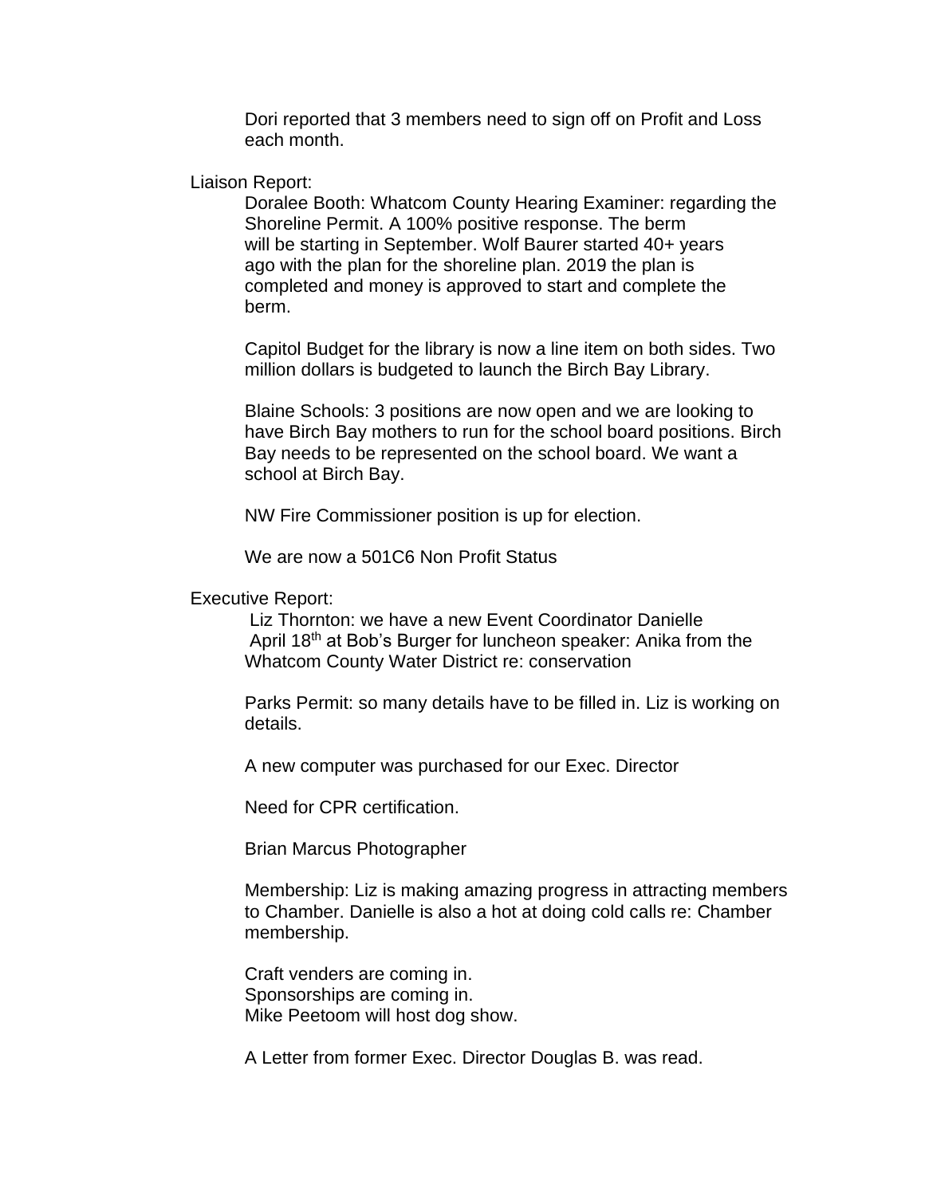Dori reported that 3 members need to sign off on Profit and Loss each month.

Liaison Report:

Doralee Booth: Whatcom County Hearing Examiner: regarding the Shoreline Permit. A 100% positive response. The berm will be starting in September. Wolf Baurer started 40+ years ago with the plan for the shoreline plan. 2019 the plan is completed and money is approved to start and complete the berm.

Capitol Budget for the library is now a line item on both sides. Two million dollars is budgeted to launch the Birch Bay Library.

Blaine Schools: 3 positions are now open and we are looking to have Birch Bay mothers to run for the school board positions. Birch Bay needs to be represented on the school board. We want a school at Birch Bay.

NW Fire Commissioner position is up for election.

We are now a 501C6 Non Profit Status

Executive Report:

Liz Thornton: we have a new Event Coordinator Danielle
April 18th at Bob's Burger for luncheon speaker: Anika from the Whatcom County Water District re: conservation

Parks Permit: so many details have to be filled in. Liz is working on details.

A new computer was purchased for our Exec. Director

Need for CPR certification.

Brian Marcus Photographer

Membership: Liz is making amazing progress in attracting members to Chamber. Danielle is also a hot at doing cold calls re: Chamber membership.

Craft venders are coming in.
Sponsorships are coming in.
Mike Peetoom will host dog show.

A Letter from former Exec. Director Douglas B. was read.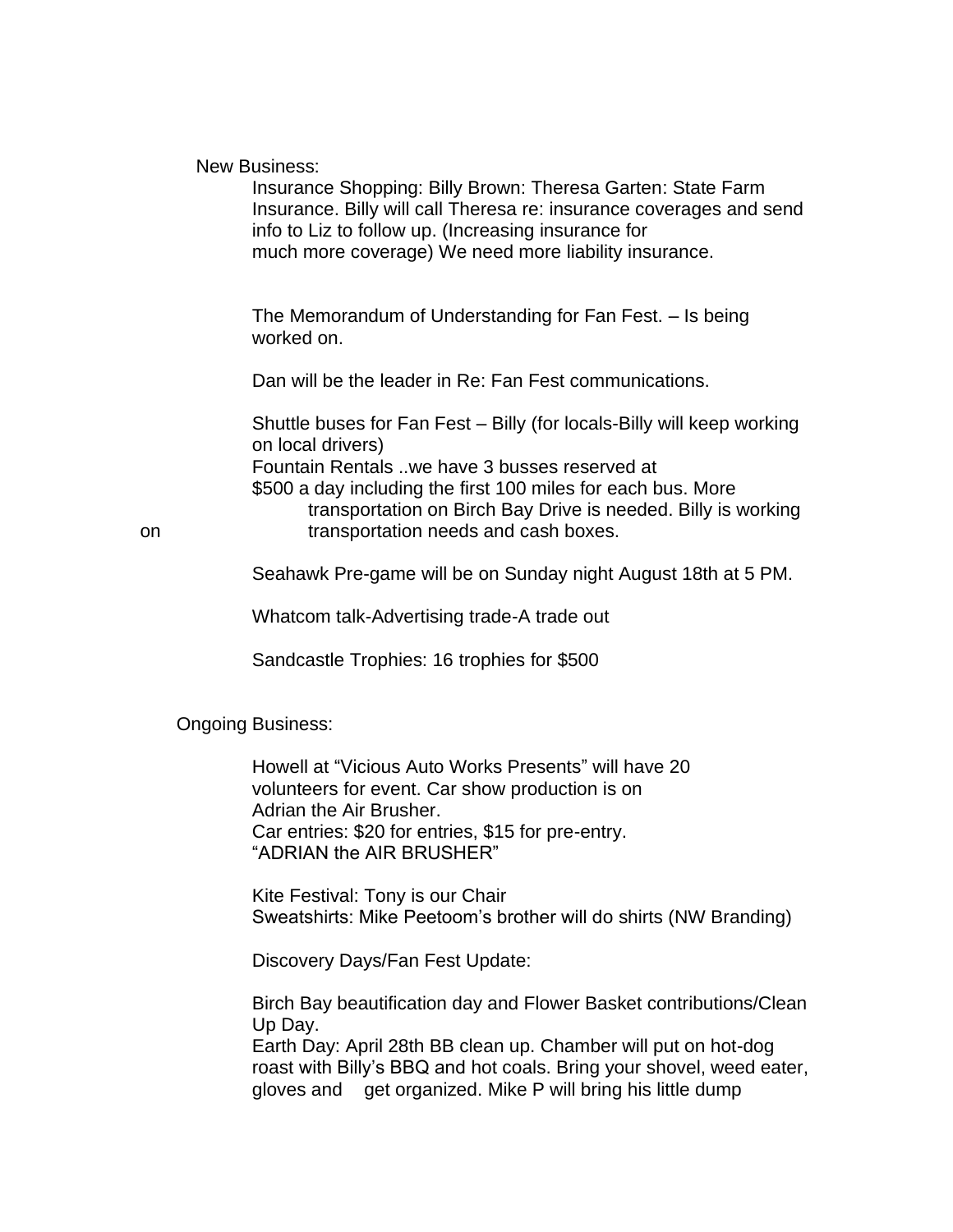New Business:

Insurance Shopping: Billy Brown: Theresa Garten: State Farm Insurance. Billy will call Theresa re: insurance coverages and send info to Liz to follow up. (Increasing insurance for much more coverage) We need more liability insurance.

The Memorandum of Understanding for Fan Fest. – Is being worked on.

Dan will be the leader in Re: Fan Fest communications.

Shuttle buses for Fan Fest – Billy (for locals-Billy will keep working on local drivers)
Fountain Rentals ..we have 3 busses reserved at $500 a day including the first 100 miles for each bus. More transportation on Birch Bay Drive is needed. Billy is working on transportation needs and cash boxes.

Seahawk Pre-game will be on Sunday night August 18th at 5 PM.

Whatcom talk-Advertising trade-A trade out

Sandcastle Trophies: 16 trophies for $500

Ongoing Business:

Howell at "Vicious Auto Works Presents" will have 20 volunteers for event. Car show production is on Adrian the Air Brusher.
Car entries: $20 for entries, $15 for pre-entry.
"ADRIAN the AIR BRUSHER"

Kite Festival: Tony is our Chair
Sweatshirts: Mike Peetoom's brother will do shirts (NW Branding)

Discovery Days/Fan Fest Update:

Birch Bay beautification day and Flower Basket contributions/Clean Up Day.
Earth Day: April 28th BB clean up. Chamber will put on hot-dog roast with Billy's BBQ and hot coals. Bring your shovel, weed eater, gloves and get organized. Mike P will bring his little dump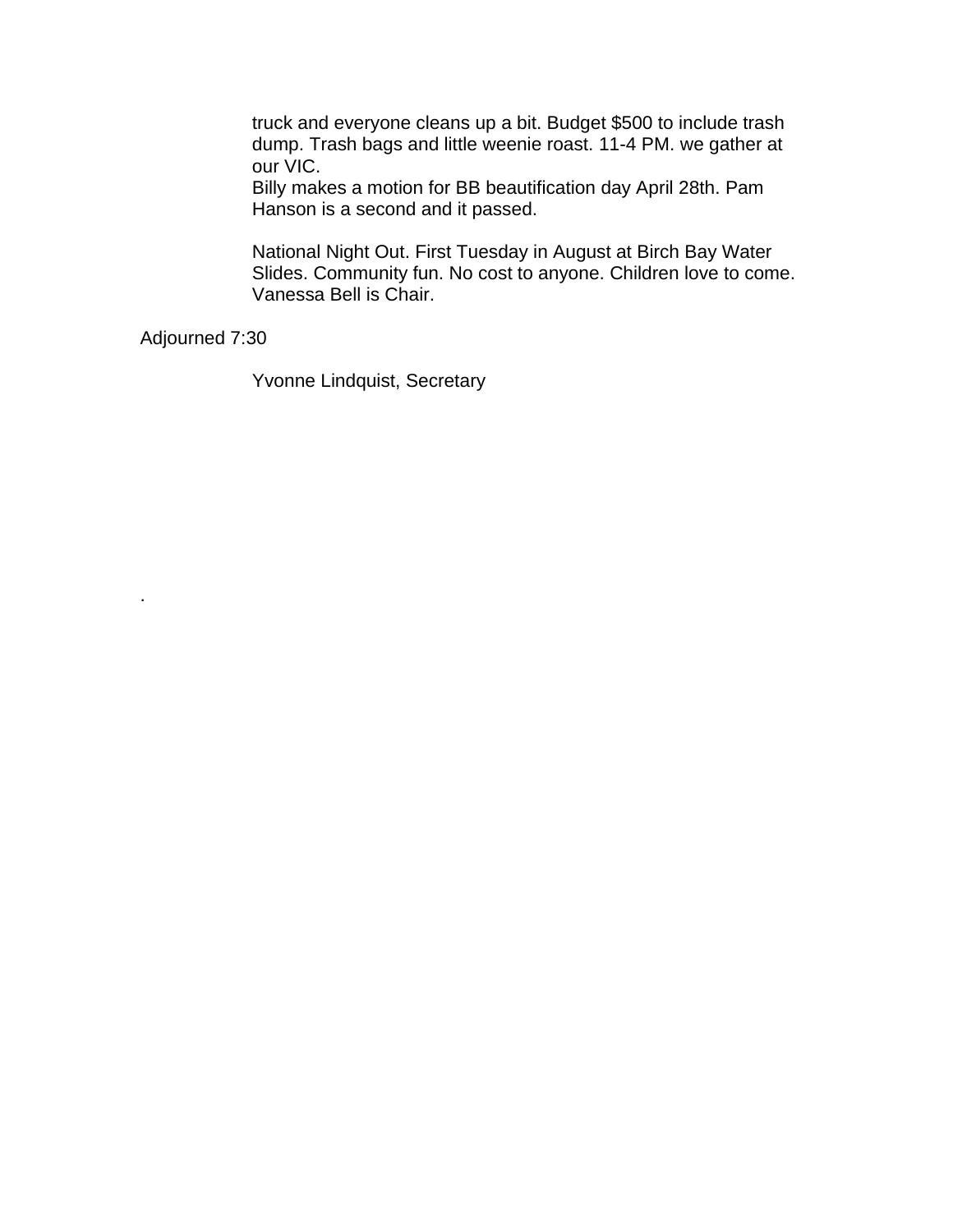truck and everyone cleans up a bit. Budget $500 to include trash dump. Trash bags and little weenie roast. 11-4 PM. we gather at our VIC.
Billy makes a motion for BB beautification day April 28th. Pam Hanson is a second and it passed.

National Night Out. First Tuesday in August at Birch Bay Water Slides. Community fun. No cost to anyone. Children love to come. Vanessa Bell is Chair.

Adjourned 7:30

Yvonne Lindquist, Secretary

.